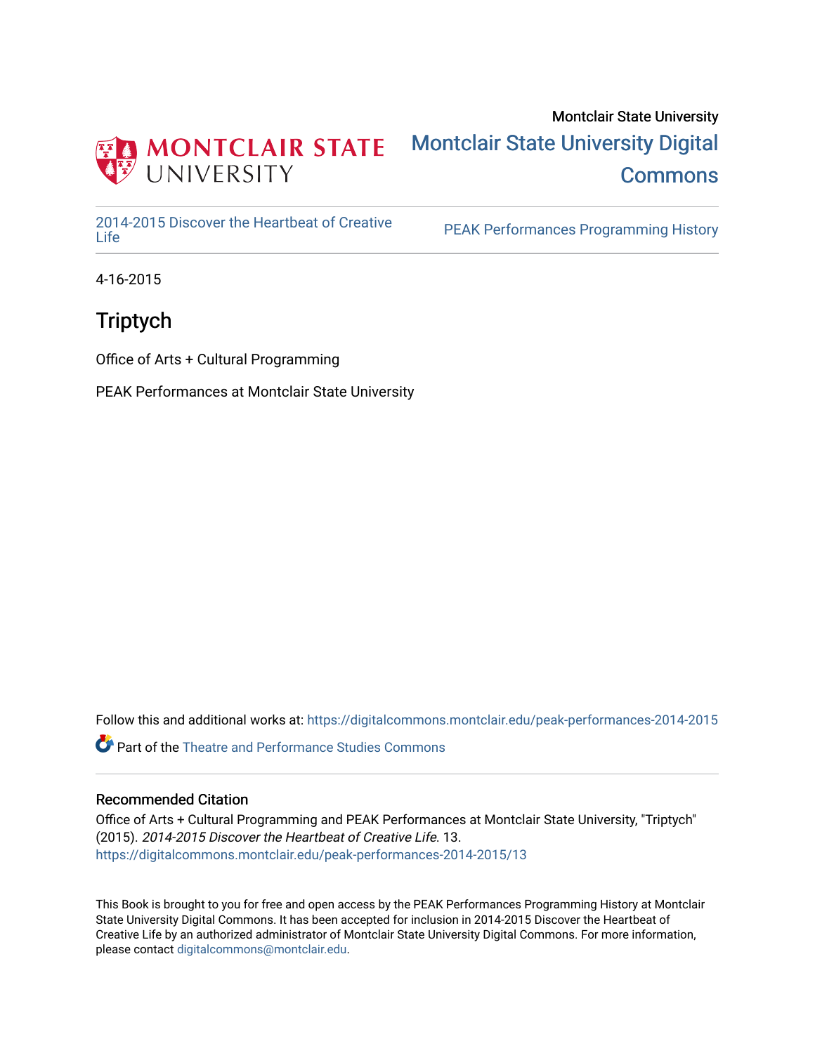Montclair State University

MONTCLAIR STATE UNIVERSITY

Montclair State University Digital Commons

2014-2015 Discover the Heartbeat of Creative Life

PEAK Performances Programming History

4-16-2015

# Triptych

Office of Arts + Cultural Programming

PEAK Performances at Montclair State University

Follow this and additional works at: https://digitalcommons.montclair.edu/peak-performances-2014-2015

Part of the Theatre and Performance Studies Commons

## Recommended Citation

Office of Arts + Cultural Programming and PEAK Performances at Montclair State University, "Triptych" (2015). *2014-2015 Discover the Heartbeat of Creative Life*. 13.
https://digitalcommons.montclair.edu/peak-performances-2014-2015/13

This Book is brought to you for free and open access by the PEAK Performances Programming History at Montclair State University Digital Commons. It has been accepted for inclusion in 2014-2015 Discover the Heartbeat of Creative Life by an authorized administrator of Montclair State University Digital Commons. For more information, please contact digitalcommons@montclair.edu.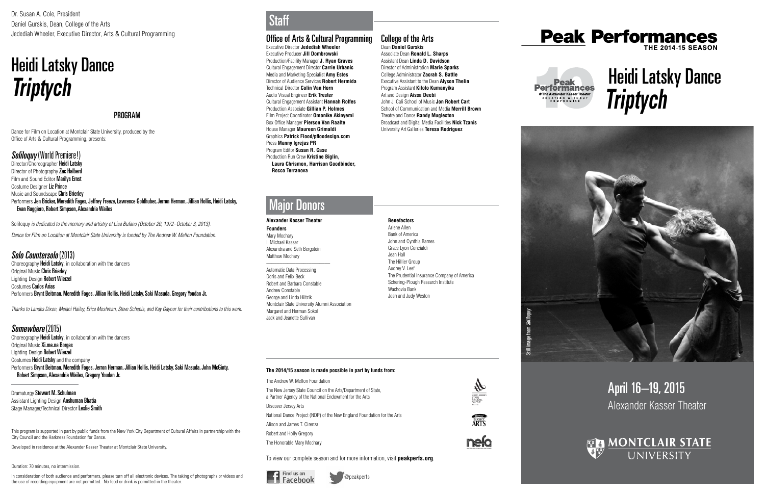Dr. Susan A. Cole, President
Daniel Gurskis, Dean, College of the Arts
Jedediah Wheeler, Executive Director, Arts & Cultural Programming

# Heidi Latsky Dance *Triptych*

## PROGRAM

Dance for Film on Location at Montclair State University, produced by the Office of Arts & Cultural Programming, presents:

### *Soliloquy* (World Premiere!)

Director/Choreographer **Heidi Latsky**
Director of Photography **Zac Halberd**
Film and Sound Editor **Marilys Ernst**
Costume Designer **Liz Prince**
Music and Soundscape **Chris Brierley**
Performers **Jen Bricker, Meredith Fages, Jeffrey Freeze, Lawrence Goldhuber, Jerron Herman, Jillian Hollis, Heidi Latsky, Evan Ruggiero, Robert Simpson, Alexandria Wailes**

*Soliloquy is dedicated to the memory and artistry of Lisa Bufano (October 20, 1972–October 3, 2013).*

*Dance for Film on Location at Montclair State University is funded by The Andrew W. Mellon Foundation.*

### *Solo Countersolo* (2013)

Choreography **Heidi Latsky**, in collaboration with the dancers
Original Music **Chris Brierley**
Lighting Design **Robert Wierzel**
Costumes **Carlos Arias**
Performers **Brynt Beitman, Meredith Fages, Jillian Hollis, Heidi Latsky, Saki Masuda, Gregory Youdan Jr.**

*Thanks to Landes Dixon, Melani Hailey, Erica Moshman, Steve Schepis, and Kay Gaynor for their contributions to this work.*

### *Somewhere* (2015)

Choreography **Heidi Latsky**, in collaboration with the dancers
Original Music **Xi.me.na Borges**
Lighting Design **Robert Wierzel**
Costumes **Heidi Latsky** and the company
Performers **Brynt Beitman, Meredith Fages, Jerron Herman, Jillian Hollis, Heidi Latsky, Saki Masuda, John McGinty, Robert Simpson, Alexandria Wailes, Gregory Youdan Jr.**

Dramaturgy **Stewart M. Schulman**
Assistant Lighting Design **Anshuman Bhatia**
Stage Manager/Technical Director **Leslie Smith**

This program is supported in part by public funds from the New York City Department of Cultural Affairs in partnership with the City Council and the Harkness Foundation for Dance.

Developed in residence at the Alexander Kasser Theater at Montclair State University.

Duration: 70 minutes, no intermission.

In consideration of both audience and performers, please turn off all electronic devices. The taking of photographs or videos and the use of recording equipment are not permitted. No food or drink is permitted in the theater.

## Staff

### Office of Arts & Cultural Programming

Executive Director **Jedediah Wheeler**
Executive Producer **Jill Dombrowski**
Production/Facility Manager **J. Ryan Graves**
Cultural Engagement Director **Carrie Urbanic**
Media and Marketing Specialist **Amy Estes**
Director of Audience Services **Robert Hermida**
Technical Director **Colin Van Horn**
Audio Visual Engineer **Erik Trester**
Cultural Engagement Assistant **Hannah Rolfes**
Production Associate **Gillian P. Holmes**
Film Project Coordinator **Omonike Akinyemi**
Box Office Manager **Pierson Van Raalte**
House Manager **Maureen Grimaldi**
Graphics **Patrick Flood/pfloodesign.com**
Press **Manny Igrejas PR**
Program Editor **Susan R. Case**
Production Run Crew **Kristine Biglin, Laura Chrismon, Harrison Goodbinder, Rocco Terranova**

### College of the Arts

Dean **Daniel Gurskis**
Associate Dean **Ronald L. Sharps**
Assistant Dean **Linda D. Davidson**
Director of Administration **Marie Sparks**
College Administrator **Zacrah S. Battle**
Executive Assistant to the Dean **Alyson Thelin**
Program Assistant **Kilolo Kumanyika**
Art and Design **Aissa Deebi**
John J. Cali School of Music **Jon Robert Cart**
School of Communication and Media **Merrill Brown**
Theatre and Dance **Randy Mugleston**
Broadcast and Digital Media Facilities **Nick Tzanis**
University Art Galleries **Teresa Rodriguez**

## Major Donors

**Alexander Kasser Theater**

**Founders**
Mary Mochary
I. Michael Kasser
Alexandra and Seth Bergstein
Matthew Mochary

Automatic Data Processing
Doris and Felix Beck
Robert and Barbara Constable
Andrew Constable
George and Linda Hiltzik
Montclair State University Alumni Association
Margaret and Herman Sokol
Jack and Jeanette Sullivan

**Benefactors**
Arlene Allen
Bank of America
John and Cynthia Barnes
Grace Lyon Concialdi
Jean Hall
The Hillier Group
Audrey V. Leef
The Prudential Insurance Company of America
Schering-Plough Research Institute
Wachovia Bank
Josh and Judy Weston

**The 2014/15 season is made possible in part by funds from:**

The Andrew W. Mellon Foundation
The New Jersey State Council on the Arts/Department of State, a Partner Agency of the National Endowment for the Arts
Discover Jersey Arts
National Dance Project (NDP) of the New England Foundation for the Arts
Alison and James T. Cirenza
Robert and Holly Gregory
The Honorable Mary Mochary

To view our complete season and for more information, visit **peakperfs.org**.

Find us on Facebook    @peakperfs

# Peak Performances THE 2014-15 SEASON

# Heidi Latsky Dance *Triptych*

Still image from *Soliloquy*

## April 16–19, 2015
Alexander Kasser Theater

MONTCLAIR STATE UNIVERSITY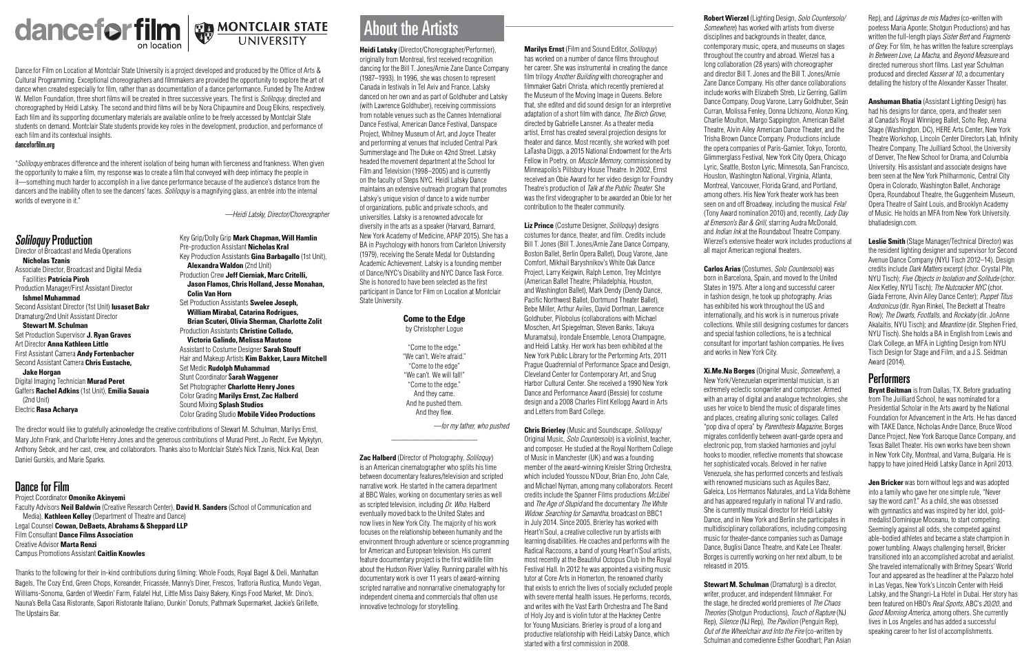# dance for film on location | MONTCLAIR STATE UNIVERSITY

Dance for Film on Location at Montclair State University is a project developed and produced by the Office of Arts & Cultural Programming. Exceptional choreographers and filmmakers are provided the opportunity to explore the art of dance when created especially for film, rather than as documentation of a dance performance. Funded by The Andrew W. Mellon Foundation, three short films will be created in three successive years. The first is *Soliloquy*, directed and choreographed by Heidi Latsky. The second and third films will be by Nora Chipaumire and Doug Elkins, respectively. Each film and its supporting documentary materials are available online to be freely accessed by Montclair State students on demand. Montclair State students provide key roles in the development, production, and performance of each film and its contextual insights.

**danceforfilm.org**

"*Soliloquy* embraces difference and the inherent isolation of being human with fierceness and frankness. When given the opportunity to make a film, my response was to create a film that conveyed with deep intimacy the people in it—something much harder to accomplish in a live dance performance because of the audience's distance from the dancers and the inability often to see the dancers' faces. *Soliloquy* is a magnifying glass, an entrée into the internal worlds of everyone in it."

—*Heidi Latsky, Director/Choreographer*

## *Soliloquy* Production

Director of Broadcast and Media Operations **Nicholas Tzanis**
Associate Director, Broadcast and Digital Media Facilities **Patricia Piroh**
Production Manager/First Assistant Director **Ishmel Muhammad**
Second Assistant Director (1st Unit) **Iusaset Bakr**
Dramaturg/2nd Unit Assistant Director **Stewart M. Schulman**
Set Production Supervisor **J. Ryan Graves**
Art Director **Anna Kathleen Little**
First Assistant Camera **Andy Fortenbacher**
Second Assistant Camera **Chris Eustache, Jake Horgan**
Digital Imaging Technician **Murad Peret**
Gaffers **Rachel Adkins** (1st Unit), **Emilia Sauaia** (2nd Unit)
Electric **Rasa Acharya**
Key Grip/Dolly Grip **Mark Chapman, Will Hamlin**
Pre-production Assistant **Nicholas Kral**
Key Production Assistants **Gina Barbagallo** (1st Unit), **Alexandra Waldon** (2nd Unit)
Production Crew **Jeff Cierniak, Marc Critelli, Jason Flamos, Chris Holland, Jesse Monahan, Colin Van Horn**
Set Production Assistants **Swelee Joseph, William Mirabal, Catarina Rodrigues, Brian Scuteri, Olivia Sherman, Charlotte Zolit**
Production Assistants **Christine Collado, Victoria Galindo, Melissa Mautone**
Assistant to Costume Designer **Sarah Stouff**
Hair and Makeup Artists **Kim Bakker, Laura Mitchell**
Set Medic **Rudolph Muhammad**
Stunt Coordinator **Sarah Waggener**
Set Photographer **Charlotte Henry Jones**
Color Grading **Marilys Ernst, Zac Halberd**
Sound Mixing **Splash Studios**
Color Grading Studio **Mobile Video Productions**

The director would like to gratefully acknowledge the creative contributions of Stewart M. Schulman, Marilys Ernst, Mary John Frank, and Charlotte Henry Jones and the generous contributions of Murad Peret, Jo Recht, Eve Mykytyn, Anthony Sebok, and her cast, crew, and collaborators. Thanks also to Montclair State's Nick Tzanis, Nick Kral, Dean Daniel Gurskis, and Marie Sparks.

## Dance for Film

Project Coordinator **Omonike Akinyemi**
Faculty Advisors **Neil Baldwin** (Creative Research Center), **David H. Sanders** (School of Communication and Media), **Kathleen Kelley** (Department of Theatre and Dance)
Legal Counsel **Cowan, DeBaets, Abrahams & Sheppard LLP**
Film Consultant **Dance Films Association**
Creative Advisor **Marta Renzi**
Campus Promotions Assistant **Caitlin Knowles**

Thanks to the following for their in-kind contributions during filming: Whole Foods, Royal Bagel & Deli, Manhattan Bagels, The Cozy End, Green Chops, Koreander, Fricassée, Manny's Diner, Frescos, Trattoria Rustica, Mundo Vegan, Williams-Sonoma, Garden of Weedin' Farm, Falafel Hut, Little Miss Daisy Bakery, Kings Food Market, Mr. Dino's, Nauna's Bella Casa Ristorante, Sapori Ristorante Italiano, Dunkin' Donuts, Pathmark Supermarket, Jackie's Grillette, The Upstairs Bar.

# About the Artists

**Heidi Latsky** (Director/Choreographer/Performer), originally from Montreal, first received recognition dancing for the Bill T. Jones/Arnie Zane Dance Company (1987–1993). In 1996, she was chosen to represent Canada in festivals in Tel Aviv and France. Latsky danced on her own and as part of Goldhuber and Latsky (with Lawrence Goldhuber), receiving commissions from notable venues such as the Cannes International Dance Festival, American Dance Festival, Danspace Project, Whitney Museum of Art, and Joyce Theater and performing at venues that included Central Park Summerstage and The Duke on 42nd Street. Latsky headed the movement department at the School for Film and Television (1998–2005) and is currently on the faculty of Steps NYC. Heidi Latsky Dance maintains an extensive outreach program that promotes Latsky's unique vision of dance to a wide number of organizations, public and private schools, and universities. Latsky is a renowned advocate for diversity in the arts as a speaker (Harvard, Barnard, New York Academy of Medicine, APAP 2015). She has a BA in Psychology with honors from Carleton University (1979), receiving the Senate Medal for Outstanding Academic Achievement. Latsky is a founding member of Dance/NYC's Disability and NYC Dance Task Force. She is honored to have been selected as the first participant in Dance for Film on Location at Montclair State University.

**Come to the Edge**
by Christopher Logue

"Come to the edge."
"We can't. We're afraid."
"Come to the edge"
"We can't. We will fall!"
"Come to the edge."
And they came.
And he pushed them.
And they flew.

—*for my father, who pushed*

**Zac Halberd** (Director of Photography, *Soliloquy*) is an American cinematographer who splits his time between documentary features/television and scripted narrative work. He started in the camera department at BBC Wales, working on documentary series as well as scripted television, including *Dr. Who*. Halberd eventually moved back to the United States and now lives in New York City. The majority of his work focuses on the relationship between humanity and the environment through adventure or science programming for American and European television. His current feature documentary project is the first wildlife film about the Hudson River Valley. Running parallel with his documentary work is over 11 years of award-winning scripted narrative and nonnarrative cinematography for independent cinema and commercials that often use innovative technology for storytelling.

**Marilys Ernst** (Film and Sound Editor, *Soliloquy*) has worked on a number of dance films throughout her career. She was instrumental in creating the dance film trilogy *Another Building* with choreographer and filmmaker Gabri Christa, which recently premiered at the Museum of the Moving Image in Queens. Before that, she edited and did sound design for an interpretive adaptation of a short film with dance, *The Birch Grove*, directed by Gabrielle Lansner. As a theater media artist, Ernst has created several projection designs for theater and dance. Most recently, she worked with poet LaTasha Diggs, a 2015 National Endowment for the Arts Fellow in Poetry, on *Muscle Memory*, commissioned by Minneapolis's Pillsbury House Theatre. In 2002, Ernst received an Obie Award for her video design for Foundry Theatre's production of *Talk at the Public Theater*. She was the first videographer to be awarded an Obie for her contribution to the theater community.

**Liz Prince** (Costume Designer, *Soliloquy*) designs costumes for dance, theater, and film. Credits include Bill T. Jones (Bill T. Jones/Arnie Zane Dance Company, Boston Ballet, Berlin Opera Ballet), Doug Varone, Jane Comfort, Mikhail Baryshnikov's White Oak Dance Project, Larry Keigwin, Ralph Lemon, Trey McIntyre (American Ballet Theatre; Philadelphia, Houston, and Washington Ballet), Mark Dendy (Dendy Dance, Pacific Northwest Ballet, Dortmund Theater Ballet), Bebe Miller, Arthur Aviles, David Dorfman, Lawrence Goldhuber, Pilobolus (collaborations with Michael Moschen, Art Spiegelman, Steven Banks, Takuya Muramatsu), Irondale Ensemble, Lenora Champagne, and Heidi Latsky. Her work has been exhibited at the New York Public Library for the Performing Arts, 2011 Prague Quadrennial of Performance Space and Design, Cleveland Center for Contemporary Art, and Snug Harbor Cultural Center. She received a 1990 New York Dance and Performance Award (Bessie) for costume design and a 2008 Charles Flint Kellogg Award in Arts and Letters from Bard College.

**Chris Brierley** (Music and Soundscape, *Soliloquy*/ Original Music, *Solo Countersolo*) is a violinist, teacher, and composer. He studied at the Royal Northern College of Music in Manchester (UK) and was a founding member of the award-winning Kreisler String Orchestra, which included Youssou N'Dour, Brian Eno, John Cale, and Michael Nyman, among many collaborators. Recent credits include the Spanner Films productions *McLibel* and *The Age of Stupid* and the documentary *The White Widow: Searching for Samantha*, broadcast on BBC1 in July 2014. Since 2005, Brierley has worked with Heart'n'Soul, a creative collective run by artists with learning disabilities. He coaches and performs with the Radical Raccoons, a band of young Heart'n'Soul artists, most recently at the Beautiful Octopus Club in the Royal Festival Hall. In 2012 he was appointed a visiting music tutor at Core Arts in Homerton, the renowned charity that exists to enrich the lives of socially excluded people with severe mental health issues. He performs, records, and writes with the Vast Earth Orchestra and The Band of Holy Joy and is violin tutor at the Hackney Centre for Young Musicians. Brierley is proud of a long and productive relationship with Heidi Latsky Dance, which started with a first commission in 2008.

**Robert Wierzel** (Lighting Design, *Solo Countersolo/ Somewhere*) has worked with artists from diverse disciplines and backgrounds in theater, dance, contemporary music, opera, and museums on stages throughout the country and abroad. Wierzel has a long collaboration (28 years) with choreographer and director Bill T. Jones and the Bill T. Jones/Arnie Zane Dance Company. His other dance collaborations include works with Elizabeth Streb, Liz Gerring, Gallim Dance Company, Doug Varone, Larry Goldhuber, Seán Curran, Molissa Fenley, Donna Uchizono, Alonzo King, Charlie Moulton, Margo Sappington, American Ballet Theatre, Alvin Ailey American Dance Theater, and the Trisha Brown Dance Company. Productions include the opera companies of Paris-Garnier, Tokyo, Toronto, Glimmerglass Festival, New York City Opera, Chicago Lyric, Seattle, Boston Lyric, Minnesota, San Francisco, Houston, Washington National, Virginia, Atlanta, Montreal, Vancouver, Florida Grand, and Portland, among others. His New York theater work has been seen on and off Broadway, including the musical *Fela!* (Tony Award nomination 2010) and, recently, *Lady Day at Emerson's Bar & Grill*, starring Audra McDonald, and *Indian Ink* at the Roundabout Theatre Company. Wierzel's extensive theater work includes productions at all major American regional theaters.

**Carlos Arias** (Costumes, *Solo Countersolo*) was born in Barcelona, Spain, and moved to the United States in 1975. After a long and successful career in fashion design, he took up photography. Arias has exhibited his work throughout the US and internationally, and his work is in numerous private collections. While still designing costumes for dancers and special fashion collections, he is a technical consultant for important fashion companies. He lives and works in New York City.

**Xi.Me.Na Borges** (Original Music, *Somewhere*), a New York/Venezuelan experimental musician, is an extremely eclectic songwriter and composer. Armed with an array of digital and analogue technologies, she uses her voice to blend the music of disparate times and places, creating alluring sonic collages. Called "pop diva of opera" by *Parenthesis Magazine*, Borges migrates confidently between avant-garde opera and electronic pop, from stacked harmonies and joyful hooks to moodier, reflective moments that showcase her sophisticated vocals. Beloved in her native Venezuela, she has performed concerts and festivals with renowned musicians such as Aquiles Baez, Galeíca, Los Hermanos Naturales, and La Vida Bohème and has appeared regularly in national TV and radio. She is currently musical director for Heidi Latsky Dance, and in New York and Berlin she participates in multidisciplinary collaborations, including composing music for theater-dance companies such as Damage Dance, Buglisi Dance Theatre, and Kate Lee Theater. Borges is currently working on her next album, to be released in 2015.

**Stewart M. Schulman** (Dramaturg) is a director, writer, producer, and independent filmmaker. For the stage, he directed world premieres of *The Chaos Theories* (Shotgun Productions), *Touch of Rapture* (NJ Rep), *Silence* (NJ Rep), *The Pavilion* (Penguin Rep), *Out of the Wheelchair and Into the Fire* (co-written by Schulman and comedienne Esther Goodhart; Pan Asian Rep), and *Lágrimas de mis Madres* (co-written with poetess Maria Aponte; Shotgun Productions) and has written the full-length plays *Sister Bert* and *Fragments of Grey*. For film, he has written the feature screenplays *In Between Love*, *La Macha*, and *Beyond Measure* and directed numerous short films. Last year Schulman produced and directed *Kasser at 10*, a documentary detailing the history of the Alexander Kasser Theater.

**Anshuman Bhatia** (Assistant Lighting Design) has had his designs for dance, opera, and theater seen at Canada's Royal Winnipeg Ballet, Soho Rep, Arena Stage (Washington, DC), HERE Arts Center, New York Theatre Workshop, Lincoln Center Directors Lab, Infinity Theatre Company, The Juilliard School, the University of Denver, The New School for Drama, and Columbia University. His assistant and associate designs have been seen at the New York Philharmonic, Central City Opera in Colorado, Washington Ballet, Anchorage Opera, Roundabout Theatre, the Guggenheim Museum, Opera Theatre of Saint Louis, and Brooklyn Academy of Music. He holds an MFA from New York University. bhatiadesign.com.

**Leslie Smith** (Stage Manager/Technical Director) was the resident lighting designer and supervisor for Second Avenue Dance Company (NYU Tisch 2012–14). Design credits include *Dark Matters* excerpt (chor. Crystal Pite, NYU Tisch); *Five Objects in Isolation and Solitude* (chor. Alex Ketley, NYU Tisch); *The Nutcracker NYC* (chor. Giada Ferrone, Alvin Ailey Dance Center); *Puppet Titus Andronicus* (dir. Ryan Rinkel, The Beckett at Theatre Row); *The Dwarfs*, *Footfalls*, and *Rockaby* (dir. JoAnne Akalaitis, NYU Tisch); and *Meantime* (dir. Stephen Fried, NYU Tisch). She holds a BA in English from Lewis and Clark College, an MFA in Lighting Design from NYU Tisch Design for Stage and Film, and a J.S. Seidman Award (2014).

## Performers

**Bryant Beitman** is from Dallas, TX. Before graduating from The Juilliard School, he was nominated for a Presidential Scholar in the Arts award by the National Foundation for Advancement in the Arts. He has danced with TAKE Dance, Nicholas Andre Dance, Bruce Wood Dance Project, New York Baroque Dance Company, and Texas Ballet Theater. His own works have been shown in New York City, Montreal, and Varna, Bulgaria. He is happy to have joined Heidi Latsky Dance in April 2013.

**Jen Bricker** was born without legs and was adopted into a family who gave her one simple rule, "Never say the word *can't*." As a child, she was obsessed with gymnastics and was inspired by her idol, gold-medalist Dominique Moceanu, to start competing. Seemingly against all odds, she competed against able-bodied athletes and became a state champion in power tumbling. Always challenging herself, Bricker transitioned into an accomplished acrobat and aerialist. She traveled internationally with Britney Spears' World Tour and appeared as the headliner at the Palazzo hotel in Las Vegas, New York's Lincoln Center with Heidi Latsky, and the Shangri-La Hotel in Dubai. Her story has been featured on HBO's *Real Sports*, ABC's *20/20*, and *Good Morning America*, among others. She currently lives in Los Angeles and has added a successful speaking career to her list of accomplishments.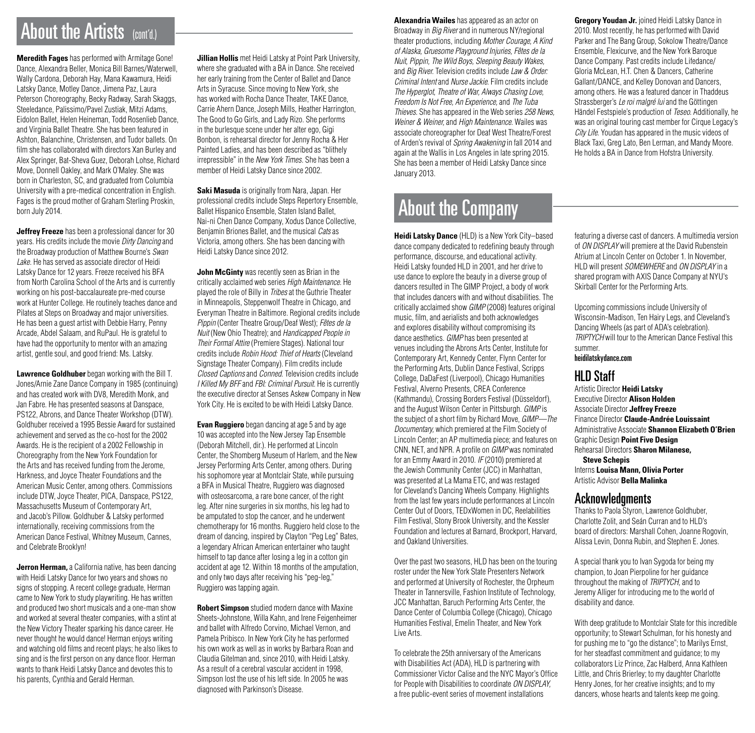# About the Artists (cont'd.)

**Meredith Fages** has performed with Armitage Gone! Dance, Alexandra Beller, Monica Bill Barnes/Waterwell, Wally Cardona, Deborah Hay, Mana Kawamura, Heidi Latsky Dance, Motley Dance, Jimena Paz, Laura Peterson Choreography, Becky Radway, Sarah Skaggs, Steeledance, Palissimo/Pavel Zustiak, Mitzi Adams, Eidolon Ballet, Helen Heineman, Todd Rosenlieb Dance, and Virginia Ballet Theatre. She has been featured in Ashton, Balanchine, Christensen, and Tudor ballets. On film she has collaborated with directors Xan Burley and Alex Springer, Bat-Sheva Guez, Deborah Lohse, Richard Move, Donnell Oakley, and Mark O'Maley. She was born in Charleston, SC, and graduated from Columbia University with a pre-medical concentration in English. Fages is the proud mother of Graham Sterling Proskin, born July 2014.

**Jeffrey Freeze** has been a professional dancer for 30 years. His credits include the movie *Dirty Dancing* and the Broadway production of Matthew Bourne's *Swan Lake*. He has served as associate director of Heidi Latsky Dance for 12 years. Freeze received his BFA from North Carolina School of the Arts and is currently working on his post-baccalaureate pre-med course work at Hunter College. He routinely teaches dance and Pilates at Steps on Broadway and major universities. He has been a guest artist with Debbie Harry, Penny Arcade, Abdel Salaam, and RuPaul. He is grateful to have had the opportunity to mentor with an amazing artist, gentle soul, and good friend: Ms. Latsky.

**Lawrence Goldhuber** began working with the Bill T. Jones/Arnie Zane Dance Company in 1985 (continuing) and has created work with DV8, Meredith Monk, and Jan Fabre. He has presented seasons at Danspace, PS122, Abrons, and Dance Theater Workshop (DTW). Goldhuber received a 1995 Bessie Award for sustained achievement and served as the co-host for the 2002 Awards. He is the recipient of a 2002 Fellowship in Choreography from the New York Foundation for the Arts and has received funding from the Jerome, Harkness, and Joyce Theater Foundations and the American Music Center, among others. Commissions include DTW, Joyce Theater, PICA, Danspace, PS122, Massachusetts Museum of Contemporary Art, and Jacob's Pillow. Goldhuber & Latsky performed internationally, receiving commissions from the American Dance Festival, Whitney Museum, Cannes, and Celebrate Brooklyn!

**Jerron Herman,** a California native, has been dancing with Heidi Latsky Dance for two years and shows no signs of stopping. A recent college graduate, Herman came to New York to study playwriting. He has written and produced two short musicals and a one-man show and worked at several theater companies, with a stint at the New Victory Theater sparking his dance career. He never thought he would dance! Herman enjoys writing and watching old films and recent plays; he also likes to sing and is the first person on any dance floor. Herman wants to thank Heidi Latsky Dance and devotes this to his parents, Cynthia and Gerald Herman.

**Jillian Hollis** met Heidi Latsky at Point Park University, where she graduated with a BA in Dance. She received her early training from the Center of Ballet and Dance Arts in Syracuse. Since moving to New York, she has worked with Rocha Dance Theater, TAKE Dance, Carrie Ahern Dance, Joseph Mills, Heather Harrington, The Good to Go Girls, and Lady Rizo. She performs in the burlesque scene under her alter ego, Gigi Bonbon, is rehearsal director for Jenny Rocha & Her Painted Ladies, and has been described as "blithely irrepressible" in the *New York Times*. She has been a member of Heidi Latsky Dance since 2002.

**Saki Masuda** is originally from Nara, Japan. Her professional credits include Steps Repertory Ensemble, Ballet Hispanico Ensemble, Staten Island Ballet, Nai-ni Chen Dance Company, Xodus Dance Collective, Benjamin Briones Ballet, and the musical *Cats* as Victoria, among others. She has been dancing with Heidi Latsky Dance since 2012.

**John McGinty** was recently seen as Brian in the critically acclaimed web series *High Maintenance*. He played the role of Billy in *Tribes* at the Guthrie Theater in Minneapolis, Steppenwolf Theatre in Chicago, and Everyman Theatre in Baltimore. Regional credits include *Pippin* (Center Theatre Group/Deaf West); *Fêtes de la Nuit* (New Ohio Theatre); and *Handicapped People in Their Formal Attire* (Premiere Stages). National tour credits include *Robin Hood: Thief of Hearts* (Cleveland Signstage Theater Company). Film credits include *Closed Captions* and *Conned*. Television credits include *I Killed My BFF* and *FBI: Criminal Pursuit*. He is currently the executive director at Senses Askew Company in New York City. He is excited to be with Heidi Latsky Dance.

**Evan Ruggiero** began dancing at age 5 and by age 10 was accepted into the New Jersey Tap Ensemble (Deborah Mitchell, dir.). He performed at Lincoln Center, the Shomberg Museum of Harlem, and the New Jersey Performing Arts Center, among others. During his sophomore year at Montclair State, while pursuing a BFA in Musical Theatre, Ruggiero was diagnosed with osteosarcoma, a rare bone cancer, of the right leg. After nine surgeries in six months, his leg had to be amputated to stop the cancer, and he underwent chemotherapy for 16 months. Ruggiero held close to the dream of dancing, inspired by Clayton "Peg Leg" Bates, a legendary African American entertainer who taught himself to tap dance after losing a leg in a cotton gin accident at age 12. Within 18 months of the amputation, and only two days after receiving his "peg-leg," Ruggiero was tapping again.

**Robert Simpson** studied modern dance with Maxine Sheets-Johnstone, Willa Kahn, and Irene Feigenheimer and ballet with Alfredo Corvino, Michael Vernon, and Pamela Pribisco. In New York City he has performed his own work as well as in works by Barbara Roan and Claudia Gitelman and, since 2010, with Heidi Latsky. As a result of a cerebral vascular accident in 1998, Simpson lost the use of his left side. In 2005 he was diagnosed with Parkinson's Disease.

**Alexandria Wailes** has appeared as an actor on Broadway in *Big River* and in numerous NY/regional theater productions, including *Mother Courage, A Kind of Alaska, Gruesome Playground Injuries, Fêtes de la Nuit, Pippin, The Wild Boys, Sleeping Beauty Wakes,* and *Big River*. Television credits include *Law & Order: Criminal Intent* and *Nurse Jackie*. Film credits include *The Hyperglot, Theatre of War, Always Chasing Love, Freedom Is Not Free, An Experience,* and *The Tuba Thieves*. She has appeared in the Web series *258 News, Weiner & Weiner,* and *High Maintenance*. Wailes was associate choreographer for Deaf West Theatre/Forest of Arden's revival of *Spring Awakening* in fall 2014 and again at the Wallis in Los Angeles in late spring 2015. She has been a member of Heidi Latsky Dance since January 2013.

**Gregory Youdan Jr.** joined Heidi Latsky Dance in 2010. Most recently, he has performed with David Parker and The Bang Group, Sokolow Theatre/Dance Ensemble, Flexicurve, and the New York Baroque Dance Company. Past credits include Lifedance/Gloria McLean, H.T. Chen & Dancers, Catherine Gallant/DANCE, and Kelley Donovan and Dancers, among others. He was a featured dancer in Thaddeus Strassberger's *Le roi malgré lui* and the Göttingen Händel Festspiele's production of *Teseo*. Additionally, he was an original touring cast member for Cirque Legacy's *City Life*. Youdan has appeared in the music videos of Black Taxi, Greg Lato, Ben Lerman, and Mandy Moore. He holds a BA in Dance from Hofstra University.

# About the Company

**Heidi Latsky Dance** (HLD) is a New York City–based dance company dedicated to redefining beauty through performance, discourse, and educational activity. Heidi Latsky founded HLD in 2001, and her drive to use dance to explore the beauty in a diverse group of dancers resulted in The GIMP Project, a body of work that includes dancers with and without disabilities. The critically acclaimed show *GIMP* (2008) features original music, film, and aerialists and both acknowledges and explores disability without compromising its dance aesthetics. *GIMP* has been presented at venues including the Abrons Arts Center, Institute for Contemporary Art, Kennedy Center, Flynn Center for the Performing Arts, Dublin Dance Festival, Scripps College, DaDaFest (Liverpool), Chicago Humanities Festival, Alverno Presents, CREA Conference (Kathmandu), Crossing Borders Festival (Düsseldorf), and the August Wilson Center in Pittsburgh. *GIMP* is the subject of a short film by Richard Move, *GIMP—The Documentary,* which premiered at the Film Society of Lincoln Center; an AP multimedia piece; and features on CNN, NET, and NPR. A profile on *GIMP* was nominated for an Emmy Award in 2010. *IF* (2010) premiered at the Jewish Community Center (JCC) in Manhattan, was presented at La Mama ETC, and was restaged for Cleveland's Dancing Wheels Company. Highlights from the last few years include performances at Lincoln Center Out of Doors, TEDxWomen in DC, Reelabilities Film Festival, Stony Brook University, and the Kessler Foundation and lectures at Barnard, Brockport, Harvard, and Oakland Universities.

Over the past two seasons, HLD has been on the touring roster under the New York State Presenters Network and performed at University of Rochester, the Orpheum Theater in Tannersville, Fashion Institute of Technology, JCC Manhattan, Baruch Performing Arts Center, the Dance Center of Columbia College (Chicago), Chicago Humanities Festival, Emelin Theater, and New York Live Arts.

To celebrate the 25th anniversary of the Americans with Disabilities Act (ADA), HLD is partnering with Commissioner Victor Calise and the NYC Mayor's Office for People with Disabilities to coordinate *ON DISPLAY,* a free public-event series of movement installations featuring a diverse cast of dancers. A multimedia version of *ON DISPLAY* will premiere at the David Rubenstein Atrium at Lincoln Center on October 1. In November, HLD will present *SOMEWHERE* and *ON DISPLAY* in a shared program with AXIS Dance Company at NYU's Skirball Center for the Performing Arts.

Upcoming commissions include University of Wisconsin-Madison, Ten Hairy Legs, and Cleveland's Dancing Wheels (as part of ADA's celebration). *TRIPTYCH* will tour to the American Dance Festival this summer.

**heidilatskydance.com**

## HLD Staff

Artistic Director **Heidi Latsky**
Executive Director **Alison Holden**
Associate Director **Jeffrey Freeze**
Finance Director **Claude-Andrée Louissaint**
Administrative Associate **Shannon Elizabeth O'Brien**
Graphic Design **Point Five Design**
Rehearsal Directors **Sharon Milanese, Steve Schepis**
Interns **Louisa Mann, Olivia Porter**
Artistic Advisor **Bella Malinka**

## Acknowledgments

Thanks to Paola Styron, Lawrence Goldhuber, Charlotte Zolit, and Seán Curran and to HLD's board of directors: Marshall Cohen, Joanne Rogovin, Alissa Levin, Donna Rubin, and Stephen E. Jones.

A special thank you to Ivan Sygoda for being my champion, to Joan Pierpoline for her guidance throughout the making of *TRIPTYCH*, and to Jeremy Alliger for introducing me to the world of disability and dance.

With deep gratitude to Montclair State for this incredible opportunity; to Stewart Schulman, for his honesty and for pushing me to "go the distance"; to Marilys Ernst, for her steadfast commitment and guidance; to my collaborators Liz Prince, Zac Halberd, Anna Kathleen Little, and Chris Brierley; to my daughter Charlotte Henry Jones, for her creative insights; and to my dancers, whose hearts and talents keep me going.